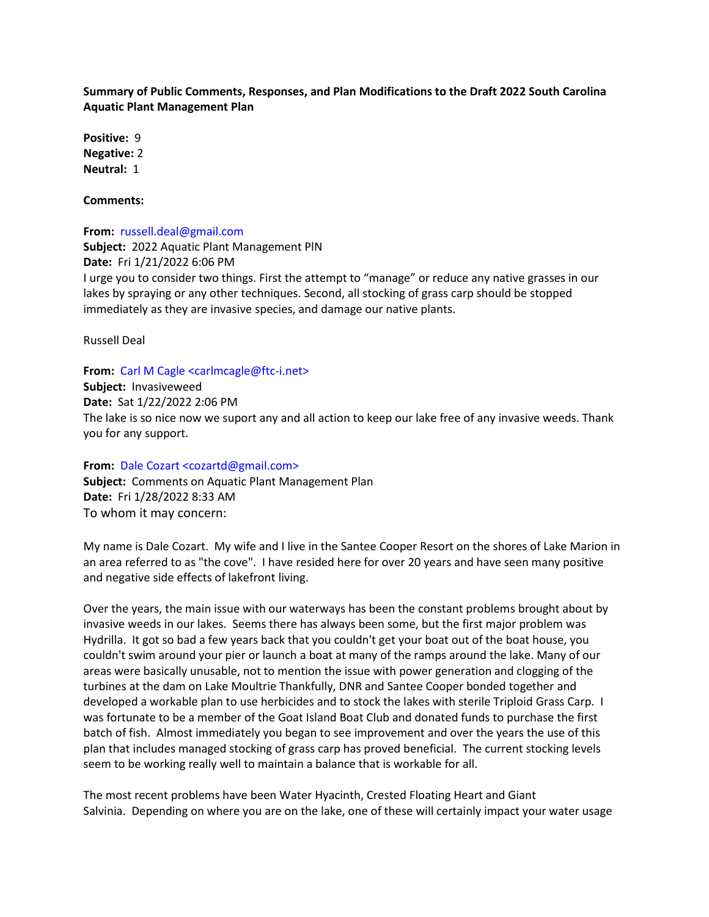**Summary of Public Comments, Responses, and Plan Modifications to the Draft 2022 South Carolina Aquatic Plant Management Plan**

**Positive:** 9
**Negative:** 2
**Neutral:** 1

**Comments:**

**From:** russell.deal@gmail.com
**Subject:** 2022 Aquatic Plant Management PlN
**Date:** Fri 1/21/2022 6:06 PM
I urge you to consider two things. First the attempt to "manage" or reduce any native grasses in our lakes by spraying or any other techniques. Second, all stocking of grass carp should be stopped immediately as they are invasive species, and damage our native plants.

Russell Deal

**From:** Carl M Cagle <carlmcagle@ftc-i.net>
**Subject:** Invasiveweed
**Date:** Sat 1/22/2022 2:06 PM
The lake is so nice now we suport any and all action to keep our lake free of any invasive weeds. Thank you for any support.

**From:** Dale Cozart <cozartd@gmail.com>
**Subject:** Comments on Aquatic Plant Management Plan
**Date:** Fri 1/28/2022 8:33 AM
To whom it may concern:

My name is Dale Cozart. My wife and I live in the Santee Cooper Resort on the shores of Lake Marion in an area referred to as "the cove". I have resided here for over 20 years and have seen many positive and negative side effects of lakefront living.

Over the years, the main issue with our waterways has been the constant problems brought about by invasive weeds in our lakes. Seems there has always been some, but the first major problem was Hydrilla. It got so bad a few years back that you couldn't get your boat out of the boat house, you couldn't swim around your pier or launch a boat at many of the ramps around the lake. Many of our areas were basically unusable, not to mention the issue with power generation and clogging of the turbines at the dam on Lake Moultrie Thankfully, DNR and Santee Cooper bonded together and developed a workable plan to use herbicides and to stock the lakes with sterile Triploid Grass Carp. I was fortunate to be a member of the Goat Island Boat Club and donated funds to purchase the first batch of fish. Almost immediately you began to see improvement and over the years the use of this plan that includes managed stocking of grass carp has proved beneficial. The current stocking levels seem to be working really well to maintain a balance that is workable for all.

The most recent problems have been Water Hyacinth, Crested Floating Heart and Giant Salvinia. Depending on where you are on the lake, one of these will certainly impact your water usage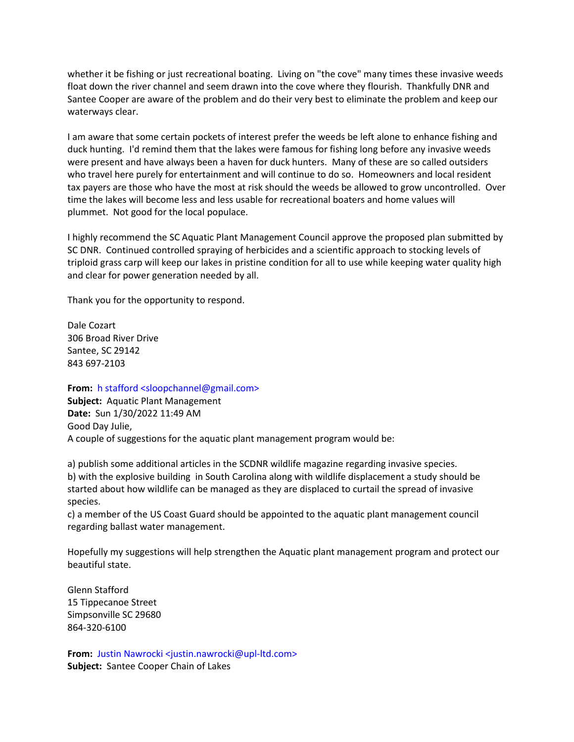whether it be fishing or just recreational boating. Living on "the cove" many times these invasive weeds float down the river channel and seem drawn into the cove where they flourish. Thankfully DNR and Santee Cooper are aware of the problem and do their very best to eliminate the problem and keep our waterways clear.

I am aware that some certain pockets of interest prefer the weeds be left alone to enhance fishing and duck hunting. I'd remind them that the lakes were famous for fishing long before any invasive weeds were present and have always been a haven for duck hunters. Many of these are so called outsiders who travel here purely for entertainment and will continue to do so. Homeowners and local resident tax payers are those who have the most at risk should the weeds be allowed to grow uncontrolled. Over time the lakes will become less and less usable for recreational boaters and home values will plummet. Not good for the local populace.

I highly recommend the SC Aquatic Plant Management Council approve the proposed plan submitted by SC DNR. Continued controlled spraying of herbicides and a scientific approach to stocking levels of triploid grass carp will keep our lakes in pristine condition for all to use while keeping water quality high and clear for power generation needed by all.

Thank you for the opportunity to respond.

Dale Cozart
306 Broad River Drive
Santee, SC 29142
843 697-2103

**From:** h stafford <sloopchannel@gmail.com>
**Subject:** Aquatic Plant Management
**Date:** Sun 1/30/2022 11:49 AM
Good Day Julie,
A couple of suggestions for the aquatic plant management program would be:

a) publish some additional articles in the SCDNR wildlife magazine regarding invasive species.
b) with the explosive building in South Carolina along with wildlife displacement a study should be started about how wildlife can be managed as they are displaced to curtail the spread of invasive species.
c) a member of the US Coast Guard should be appointed to the aquatic plant management council regarding ballast water management.

Hopefully my suggestions will help strengthen the Aquatic plant management program and protect our beautiful state.

Glenn Stafford
15 Tippecanoe Street
Simpsonville SC 29680
864-320-6100

**From:** Justin Nawrocki <justin.nawrocki@upl-ltd.com>
**Subject:** Santee Cooper Chain of Lakes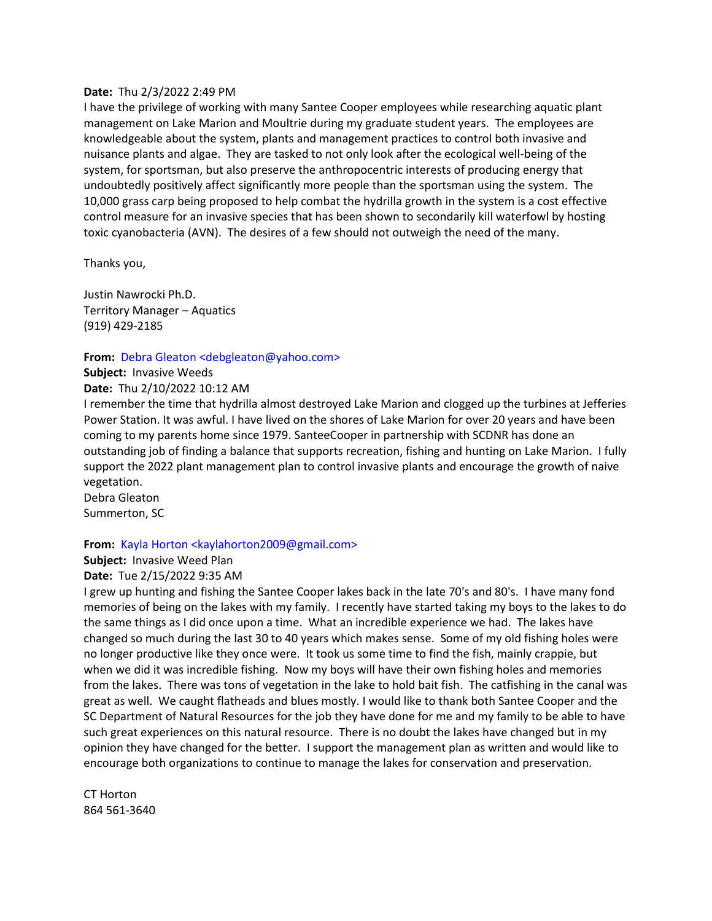**Date:** Thu 2/3/2022 2:49 PM

I have the privilege of working with many Santee Cooper employees while researching aquatic plant management on Lake Marion and Moultrie during my graduate student years. The employees are knowledgeable about the system, plants and management practices to control both invasive and nuisance plants and algae. They are tasked to not only look after the ecological well-being of the system, for sportsman, but also preserve the anthropocentric interests of producing energy that undoubtedly positively affect significantly more people than the sportsman using the system. The 10,000 grass carp being proposed to help combat the hydrilla growth in the system is a cost effective control measure for an invasive species that has been shown to secondarily kill waterfowl by hosting toxic cyanobacteria (AVN). The desires of a few should not outweigh the need of the many.

Thanks you,

Justin Nawrocki Ph.D.
Territory Manager – Aquatics
(919) 429-2185

**From:** Debra Gleaton <debgleaton@yahoo.com>
**Subject:** Invasive Weeds
**Date:** Thu 2/10/2022 10:12 AM

I remember the time that hydrilla almost destroyed Lake Marion and clogged up the turbines at Jefferies Power Station. It was awful. I have lived on the shores of Lake Marion for over 20 years and have been coming to my parents home since 1979. SanteeCooper in partnership with SCDNR has done an outstanding job of finding a balance that supports recreation, fishing and hunting on Lake Marion. I fully support the 2022 plant management plan to control invasive plants and encourage the growth of naive vegetation.

Debra Gleaton
Summerton, SC

**From:** Kayla Horton <kaylahorton2009@gmail.com>
**Subject:** Invasive Weed Plan
**Date:** Tue 2/15/2022 9:35 AM

I grew up hunting and fishing the Santee Cooper lakes back in the late 70's and 80's. I have many fond memories of being on the lakes with my family. I recently have started taking my boys to the lakes to do the same things as I did once upon a time. What an incredible experience we had. The lakes have changed so much during the last 30 to 40 years which makes sense. Some of my old fishing holes were no longer productive like they once were. It took us some time to find the fish, mainly crappie, but when we did it was incredible fishing. Now my boys will have their own fishing holes and memories from the lakes. There was tons of vegetation in the lake to hold bait fish. The catfishing in the canal was great as well. We caught flatheads and blues mostly. I would like to thank both Santee Cooper and the SC Department of Natural Resources for the job they have done for me and my family to be able to have such great experiences on this natural resource. There is no doubt the lakes have changed but in my opinion they have changed for the better. I support the management plan as written and would like to encourage both organizations to continue to manage the lakes for conservation and preservation.

CT Horton
864 561-3640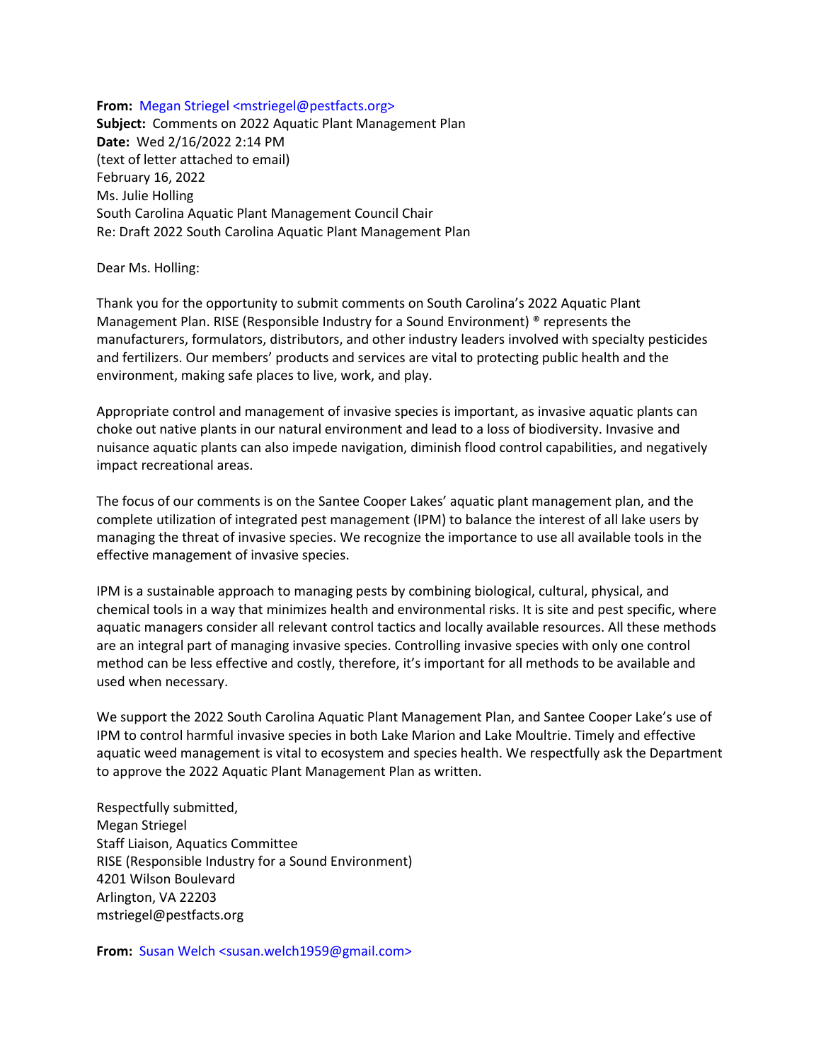**From:** Megan Striegel <mstriegel@pestfacts.org>
**Subject:** Comments on 2022 Aquatic Plant Management Plan
**Date:** Wed 2/16/2022 2:14 PM
(text of letter attached to email)
February 16, 2022
Ms. Julie Holling
South Carolina Aquatic Plant Management Council Chair
Re: Draft 2022 South Carolina Aquatic Plant Management Plan

Dear Ms. Holling:

Thank you for the opportunity to submit comments on South Carolina's 2022 Aquatic Plant Management Plan. RISE (Responsible Industry for a Sound Environment) ® represents the manufacturers, formulators, distributors, and other industry leaders involved with specialty pesticides and fertilizers. Our members' products and services are vital to protecting public health and the environment, making safe places to live, work, and play.

Appropriate control and management of invasive species is important, as invasive aquatic plants can choke out native plants in our natural environment and lead to a loss of biodiversity. Invasive and nuisance aquatic plants can also impede navigation, diminish flood control capabilities, and negatively impact recreational areas.

The focus of our comments is on the Santee Cooper Lakes' aquatic plant management plan, and the complete utilization of integrated pest management (IPM) to balance the interest of all lake users by managing the threat of invasive species. We recognize the importance to use all available tools in the effective management of invasive species.

IPM is a sustainable approach to managing pests by combining biological, cultural, physical, and chemical tools in a way that minimizes health and environmental risks. It is site and pest specific, where aquatic managers consider all relevant control tactics and locally available resources. All these methods are an integral part of managing invasive species. Controlling invasive species with only one control method can be less effective and costly, therefore, it's important for all methods to be available and used when necessary.

We support the 2022 South Carolina Aquatic Plant Management Plan, and Santee Cooper Lake's use of IPM to control harmful invasive species in both Lake Marion and Lake Moultrie. Timely and effective aquatic weed management is vital to ecosystem and species health. We respectfully ask the Department to approve the 2022 Aquatic Plant Management Plan as written.

Respectfully submitted,
Megan Striegel
Staff Liaison, Aquatics Committee
RISE (Responsible Industry for a Sound Environment)
4201 Wilson Boulevard
Arlington, VA 22203
mstriegel@pestfacts.org

**From:** Susan Welch <susan.welch1959@gmail.com>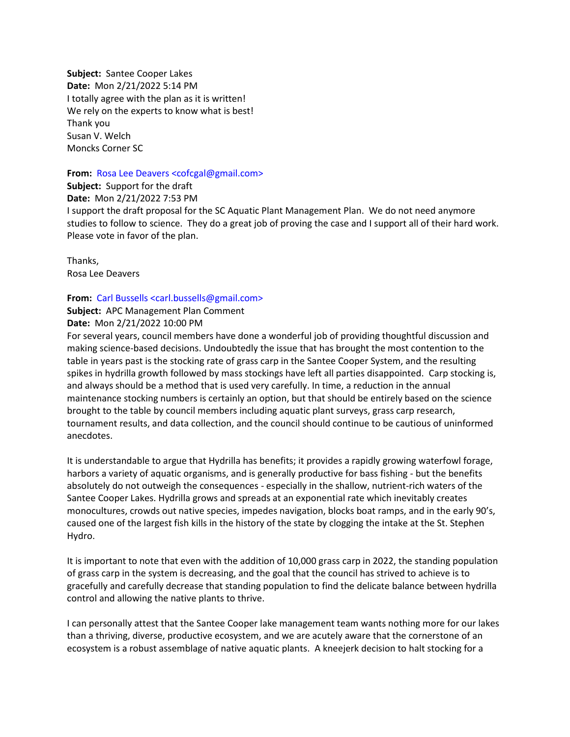**Subject:** Santee Cooper Lakes
**Date:** Mon 2/21/2022 5:14 PM
I totally agree with the plan as it is written!
We rely on the experts to know what is best!
Thank you
Susan V. Welch
Moncks Corner SC

**From:** Rosa Lee Deavers <cofcgal@gmail.com>
**Subject:** Support for the draft
**Date:** Mon 2/21/2022 7:53 PM
I support the draft proposal for the SC Aquatic Plant Management Plan. We do not need anymore studies to follow to science. They do a great job of proving the case and I support all of their hard work. Please vote in favor of the plan.

Thanks,
Rosa Lee Deavers

**From:** Carl Bussells <carl.bussells@gmail.com>
**Subject:** APC Management Plan Comment
**Date:** Mon 2/21/2022 10:00 PM
For several years, council members have done a wonderful job of providing thoughtful discussion and making science-based decisions. Undoubtedly the issue that has brought the most contention to the table in years past is the stocking rate of grass carp in the Santee Cooper System, and the resulting spikes in hydrilla growth followed by mass stockings have left all parties disappointed. Carp stocking is, and always should be a method that is used very carefully. In time, a reduction in the annual maintenance stocking numbers is certainly an option, but that should be entirely based on the science brought to the table by council members including aquatic plant surveys, grass carp research, tournament results, and data collection, and the council should continue to be cautious of uninformed anecdotes.

It is understandable to argue that Hydrilla has benefits; it provides a rapidly growing waterfowl forage, harbors a variety of aquatic organisms, and is generally productive for bass fishing - but the benefits absolutely do not outweigh the consequences - especially in the shallow, nutrient-rich waters of the Santee Cooper Lakes. Hydrilla grows and spreads at an exponential rate which inevitably creates monocultures, crowds out native species, impedes navigation, blocks boat ramps, and in the early 90's, caused one of the largest fish kills in the history of the state by clogging the intake at the St. Stephen Hydro.

It is important to note that even with the addition of 10,000 grass carp in 2022, the standing population of grass carp in the system is decreasing, and the goal that the council has strived to achieve is to gracefully and carefully decrease that standing population to find the delicate balance between hydrilla control and allowing the native plants to thrive.

I can personally attest that the Santee Cooper lake management team wants nothing more for our lakes than a thriving, diverse, productive ecosystem, and we are acutely aware that the cornerstone of an ecosystem is a robust assemblage of native aquatic plants. A kneejerk decision to halt stocking for a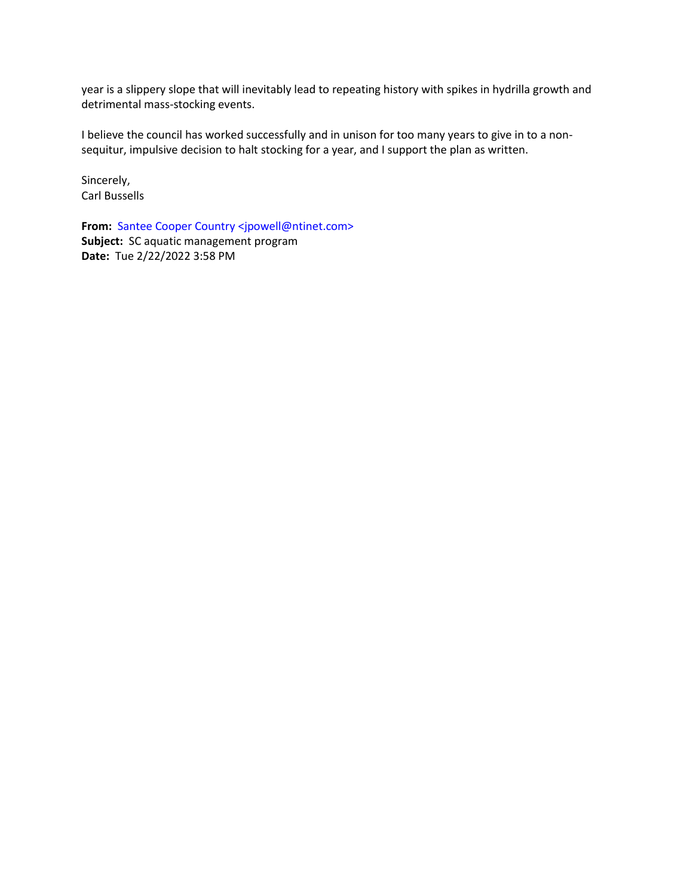year is a slippery slope that will inevitably lead to repeating history with spikes in hydrilla growth and detrimental mass-stocking events.

I believe the council has worked successfully and in unison for too many years to give in to a non-sequitur, impulsive decision to halt stocking for a year, and I support the plan as written.

Sincerely,
Carl Bussells

**From:** Santee Cooper Country <jpowell@ntinet.com>
**Subject:** SC aquatic management program
**Date:** Tue 2/22/2022 3:58 PM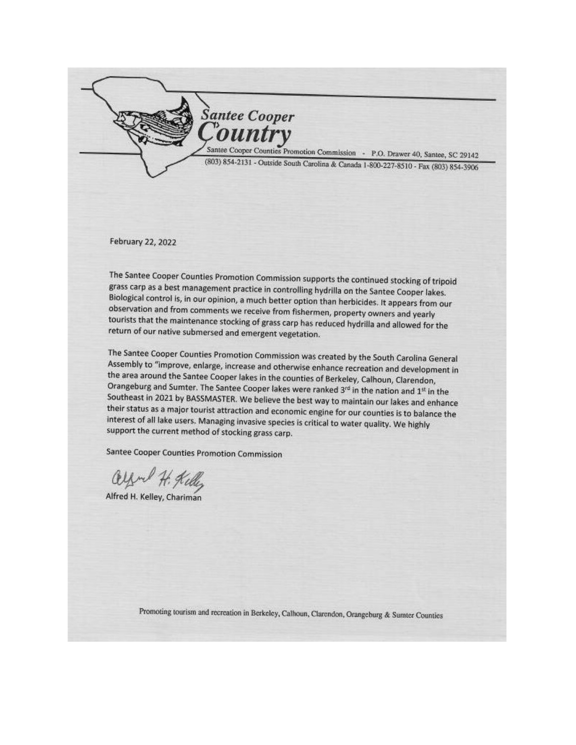**Santee Cooper Country**

Santee Cooper Counties Promotion Commission - P.O. Drawer 40, Santee, SC 29142

(803) 854-2131 - Outside South Carolina & Canada 1-800-227-8510 - Fax (803) 854-3906

February 22, 2022

The Santee Cooper Counties Promotion Commission supports the continued stocking of tripoid grass carp as a best management practice in controlling hydrilla on the Santee Cooper lakes. Biological control is, in our opinion, a much better option than herbicides. It appears from our observation and from comments we receive from fishermen, property owners and yearly tourists that the maintenance stocking of grass carp has reduced hydrilla and allowed for the return of our native submersed and emergent vegetation.

The Santee Cooper Counties Promotion Commission was created by the South Carolina General Assembly to "improve, enlarge, increase and otherwise enhance recreation and development in the area around the Santee Cooper lakes in the counties of Berkeley, Calhoun, Clarendon, Orangeburg and Sumter. The Santee Cooper lakes were ranked 3rd in the nation and 1st in the Southeast in 2021 by BASSMASTER. We believe the best way to maintain our lakes and enhance their status as a major tourist attraction and economic engine for our counties is to balance the interest of all lake users. Managing invasive species is critical to water quality. We highly support the current method of stocking grass carp.

Santee Cooper Counties Promotion Commission

Alfred H. Kelley

Alfred H. Kelley, Chariman

Promoting tourism and recreation in Berkeley, Calhoun, Clarendon, Orangeburg & Sumter Counties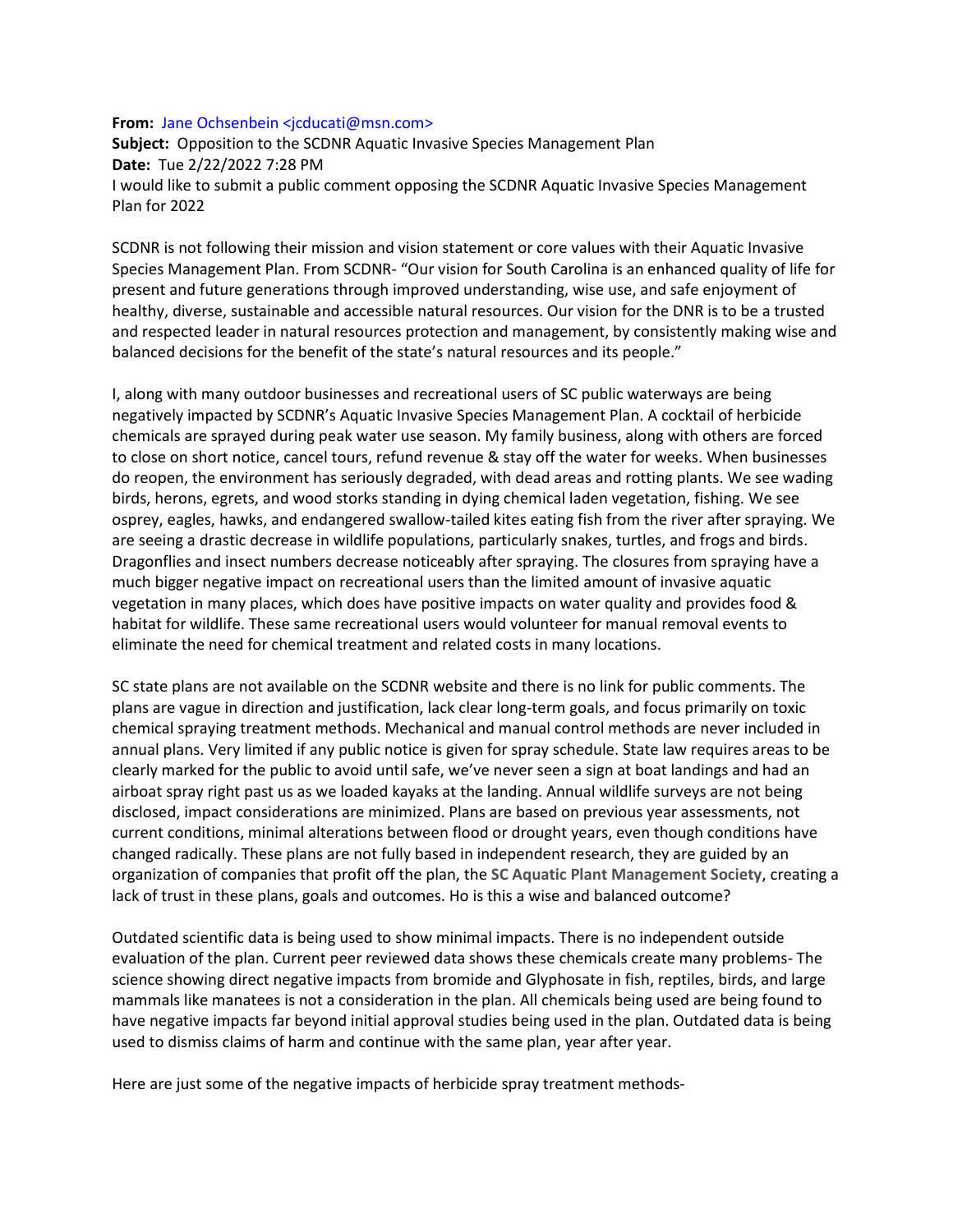**From:** Jane Ochsenbein <jcducati@msn.com>
**Subject:** Opposition to the SCDNR Aquatic Invasive Species Management Plan
**Date:** Tue 2/22/2022 7:28 PM
I would like to submit a public comment opposing the SCDNR Aquatic Invasive Species Management Plan for 2022

SCDNR is not following their mission and vision statement or core values with their Aquatic Invasive Species Management Plan. From SCDNR- "Our vision for South Carolina is an enhanced quality of life for present and future generations through improved understanding, wise use, and safe enjoyment of healthy, diverse, sustainable and accessible natural resources. Our vision for the DNR is to be a trusted and respected leader in natural resources protection and management, by consistently making wise and balanced decisions for the benefit of the state's natural resources and its people."

I, along with many outdoor businesses and recreational users of SC public waterways are being negatively impacted by SCDNR's Aquatic Invasive Species Management Plan. A cocktail of herbicide chemicals are sprayed during peak water use season. My family business, along with others are forced to close on short notice, cancel tours, refund revenue & stay off the water for weeks. When businesses do reopen, the environment has seriously degraded, with dead areas and rotting plants. We see wading birds, herons, egrets, and wood storks standing in dying chemical laden vegetation, fishing. We see osprey, eagles, hawks, and endangered swallow-tailed kites eating fish from the river after spraying. We are seeing a drastic decrease in wildlife populations, particularly snakes, turtles, and frogs and birds. Dragonflies and insect numbers decrease noticeably after spraying. The closures from spraying have a much bigger negative impact on recreational users than the limited amount of invasive aquatic vegetation in many places, which does have positive impacts on water quality and provides food & habitat for wildlife. These same recreational users would volunteer for manual removal events to eliminate the need for chemical treatment and related costs in many locations.

SC state plans are not available on the SCDNR website and there is no link for public comments. The plans are vague in direction and justification, lack clear long-term goals, and focus primarily on toxic chemical spraying treatment methods. Mechanical and manual control methods are never included in annual plans. Very limited if any public notice is given for spray schedule. State law requires areas to be clearly marked for the public to avoid until safe, we've never seen a sign at boat landings and had an airboat spray right past us as we loaded kayaks at the landing. Annual wildlife surveys are not being disclosed, impact considerations are minimized. Plans are based on previous year assessments, not current conditions, minimal alterations between flood or drought years, even though conditions have changed radically. These plans are not fully based in independent research, they are guided by an organization of companies that profit off the plan, the **SC Aquatic Plant Management Society**, creating a lack of trust in these plans, goals and outcomes. Ho is this a wise and balanced outcome?

Outdated scientific data is being used to show minimal impacts. There is no independent outside evaluation of the plan. Current peer reviewed data shows these chemicals create many problems- The science showing direct negative impacts from bromide and Glyphosate in fish, reptiles, birds, and large mammals like manatees is not a consideration in the plan. All chemicals being used are being found to have negative impacts far beyond initial approval studies being used in the plan. Outdated data is being used to dismiss claims of harm and continue with the same plan, year after year.

Here are just some of the negative impacts of herbicide spray treatment methods-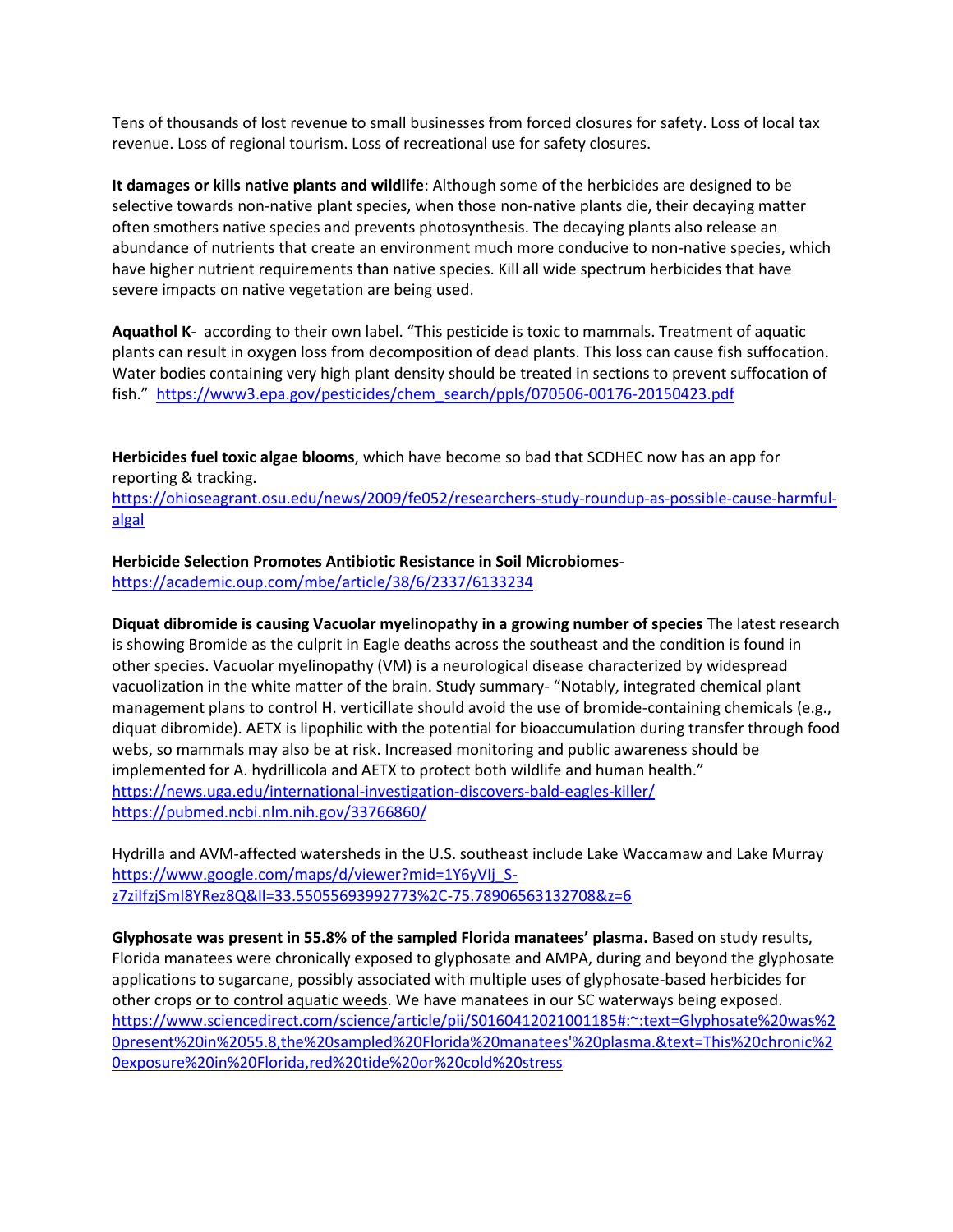Tens of thousands of lost revenue to small businesses from forced closures for safety. Loss of local tax revenue. Loss of regional tourism. Loss of recreational use for safety closures.

**It damages or kills native plants and wildlife**: Although some of the herbicides are designed to be selective towards non-native plant species, when those non-native plants die, their decaying matter often smothers native species and prevents photosynthesis. The decaying plants also release an abundance of nutrients that create an environment much more conducive to non-native species, which have higher nutrient requirements than native species. Kill all wide spectrum herbicides that have severe impacts on native vegetation are being used.

**Aquathol K**- according to their own label. "This pesticide is toxic to mammals. Treatment of aquatic plants can result in oxygen loss from decomposition of dead plants. This loss can cause fish suffocation. Water bodies containing very high plant density should be treated in sections to prevent suffocation of fish." https://www3.epa.gov/pesticides/chem_search/ppls/070506-00176-20150423.pdf

**Herbicides fuel toxic algae blooms**, which have become so bad that SCDHEC now has an app for reporting & tracking.
https://ohioseagrant.osu.edu/news/2009/fe052/researchers-study-roundup-as-possible-cause-harmful-algal

**Herbicide Selection Promotes Antibiotic Resistance in Soil Microbiomes**-
https://academic.oup.com/mbe/article/38/6/2337/6133234

**Diquat dibromide is causing Vacuolar myelinopathy in a growing number of species** The latest research is showing Bromide as the culprit in Eagle deaths across the southeast and the condition is found in other species. Vacuolar myelinopathy (VM) is a neurological disease characterized by widespread vacuolization in the white matter of the brain. Study summary- "Notably, integrated chemical plant management plans to control H. verticillate should avoid the use of bromide-containing chemicals (e.g., diquat dibromide). AETX is lipophilic with the potential for bioaccumulation during transfer through food webs, so mammals may also be at risk. Increased monitoring and public awareness should be implemented for A. hydrillicola and AETX to protect both wildlife and human health."
https://news.uga.edu/international-investigation-discovers-bald-eagles-killer/
https://pubmed.ncbi.nlm.nih.gov/33766860/

Hydrilla and AVM-affected watersheds in the U.S. southeast include Lake Waccamaw and Lake Murray
https://www.google.com/maps/d/viewer?mid=1Y6yVIj_S-z7ziIfzjSmI8YRez8Q&ll=33.55055693992773%2C-75.78906563132708&z=6

**Glyphosate was present in 55.8% of the sampled Florida manatees' plasma.** Based on study results, Florida manatees were chronically exposed to glyphosate and AMPA, during and beyond the glyphosate applications to sugarcane, possibly associated with multiple uses of glyphosate-based herbicides for other crops or to control aquatic weeds. We have manatees in our SC waterways being exposed.
https://www.sciencedirect.com/science/article/pii/S0160412021001185#:~:text=Glyphosate%20was%20present%20in%2055.8,the%20sampled%20Florida%20manatees'%20plasma.&text=This%20chronic%20exposure%20in%20Florida,red%20tide%20or%20cold%20stress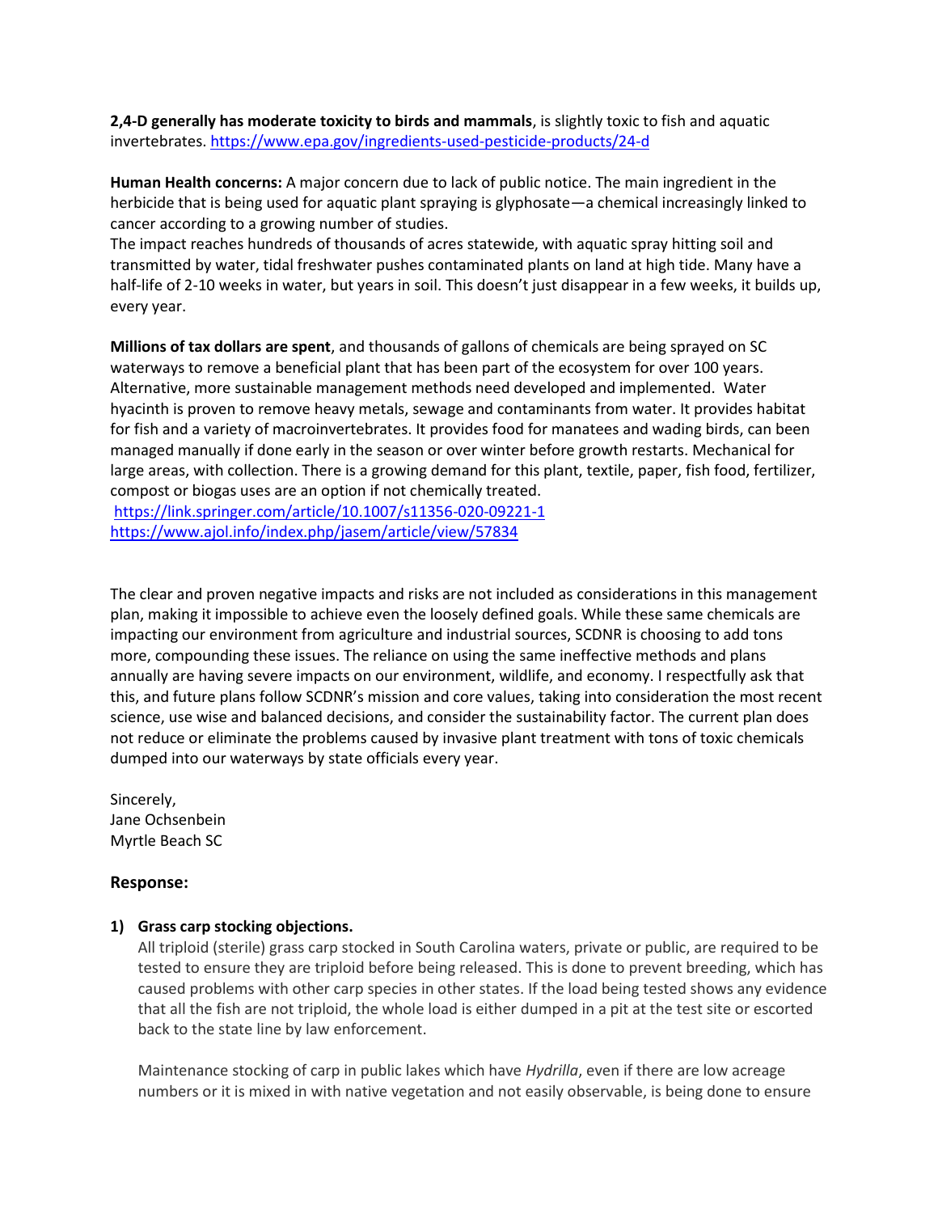**2,4-D generally has moderate toxicity to birds and mammals**, is slightly toxic to fish and aquatic invertebrates. https://www.epa.gov/ingredients-used-pesticide-products/24-d

**Human Health concerns:** A major concern due to lack of public notice. The main ingredient in the herbicide that is being used for aquatic plant spraying is glyphosate—a chemical increasingly linked to cancer according to a growing number of studies.
The impact reaches hundreds of thousands of acres statewide, with aquatic spray hitting soil and transmitted by water, tidal freshwater pushes contaminated plants on land at high tide. Many have a half-life of 2-10 weeks in water, but years in soil. This doesn't just disappear in a few weeks, it builds up, every year.

**Millions of tax dollars are spent**, and thousands of gallons of chemicals are being sprayed on SC waterways to remove a beneficial plant that has been part of the ecosystem for over 100 years. Alternative, more sustainable management methods need developed and implemented. Water hyacinth is proven to remove heavy metals, sewage and contaminants from water. It provides habitat for fish and a variety of macroinvertebrates. It provides food for manatees and wading birds, can been managed manually if done early in the season or over winter before growth restarts. Mechanical for large areas, with collection. There is a growing demand for this plant, textile, paper, fish food, fertilizer, compost or biogas uses are an option if not chemically treated.
https://link.springer.com/article/10.1007/s11356-020-09221-1
https://www.ajol.info/index.php/jasem/article/view/57834

The clear and proven negative impacts and risks are not included as considerations in this management plan, making it impossible to achieve even the loosely defined goals. While these same chemicals are impacting our environment from agriculture and industrial sources, SCDNR is choosing to add tons more, compounding these issues. The reliance on using the same ineffective methods and plans annually are having severe impacts on our environment, wildlife, and economy. I respectfully ask that this, and future plans follow SCDNR's mission and core values, taking into consideration the most recent science, use wise and balanced decisions, and consider the sustainability factor. The current plan does not reduce or eliminate the problems caused by invasive plant treatment with tons of toxic chemicals dumped into our waterways by state officials every year.

Sincerely,
Jane Ochsenbein
Myrtle Beach SC

### Response:

1) **Grass carp stocking objections.**

   All triploid (sterile) grass carp stocked in South Carolina waters, private or public, are required to be tested to ensure they are triploid before being released. This is done to prevent breeding, which has caused problems with other carp species in other states. If the load being tested shows any evidence that all the fish are not triploid, the whole load is either dumped in a pit at the test site or escorted back to the state line by law enforcement.

   Maintenance stocking of carp in public lakes which have *Hydrilla*, even if there are low acreage numbers or it is mixed in with native vegetation and not easily observable, is being done to ensure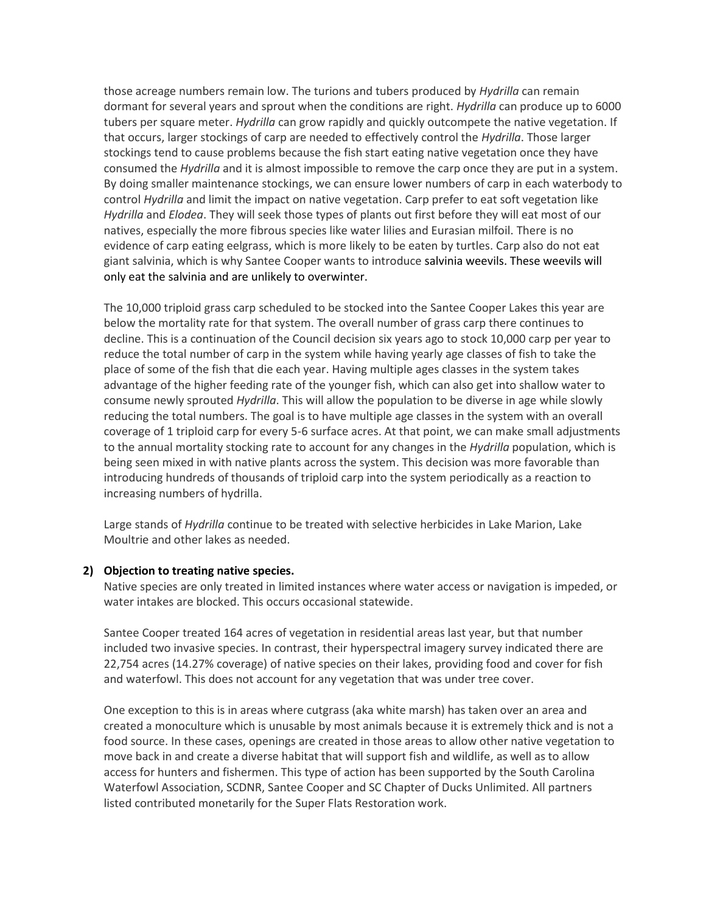those acreage numbers remain low. The turions and tubers produced by *Hydrilla* can remain dormant for several years and sprout when the conditions are right. *Hydrilla* can produce up to 6000 tubers per square meter. *Hydrilla* can grow rapidly and quickly outcompete the native vegetation. If that occurs, larger stockings of carp are needed to effectively control the *Hydrilla*. Those larger stockings tend to cause problems because the fish start eating native vegetation once they have consumed the *Hydrilla* and it is almost impossible to remove the carp once they are put in a system. By doing smaller maintenance stockings, we can ensure lower numbers of carp in each waterbody to control *Hydrilla* and limit the impact on native vegetation. Carp prefer to eat soft vegetation like *Hydrilla* and *Elodea*. They will seek those types of plants out first before they will eat most of our natives, especially the more fibrous species like water lilies and Eurasian milfoil. There is no evidence of carp eating eelgrass, which is more likely to be eaten by turtles. Carp also do not eat giant salvinia, which is why Santee Cooper wants to introduce salvinia weevils. These weevils will only eat the salvinia and are unlikely to overwinter.

The 10,000 triploid grass carp scheduled to be stocked into the Santee Cooper Lakes this year are below the mortality rate for that system. The overall number of grass carp there continues to decline. This is a continuation of the Council decision six years ago to stock 10,000 carp per year to reduce the total number of carp in the system while having yearly age classes of fish to take the place of some of the fish that die each year. Having multiple ages classes in the system takes advantage of the higher feeding rate of the younger fish, which can also get into shallow water to consume newly sprouted *Hydrilla*. This will allow the population to be diverse in age while slowly reducing the total numbers. The goal is to have multiple age classes in the system with an overall coverage of 1 triploid carp for every 5-6 surface acres. At that point, we can make small adjustments to the annual mortality stocking rate to account for any changes in the *Hydrilla* population, which is being seen mixed in with native plants across the system. This decision was more favorable than introducing hundreds of thousands of triploid carp into the system periodically as a reaction to increasing numbers of hydrilla.

Large stands of *Hydrilla* continue to be treated with selective herbicides in Lake Marion, Lake Moultrie and other lakes as needed.

**2) Objection to treating native species.**

Native species are only treated in limited instances where water access or navigation is impeded, or water intakes are blocked. This occurs occasional statewide.

Santee Cooper treated 164 acres of vegetation in residential areas last year, but that number included two invasive species. In contrast, their hyperspectral imagery survey indicated there are 22,754 acres (14.27% coverage) of native species on their lakes, providing food and cover for fish and waterfowl. This does not account for any vegetation that was under tree cover.

One exception to this is in areas where cutgrass (aka white marsh) has taken over an area and created a monoculture which is unusable by most animals because it is extremely thick and is not a food source. In these cases, openings are created in those areas to allow other native vegetation to move back in and create a diverse habitat that will support fish and wildlife, as well as to allow access for hunters and fishermen. This type of action has been supported by the South Carolina Waterfowl Association, SCDNR, Santee Cooper and SC Chapter of Ducks Unlimited. All partners listed contributed monetarily for the Super Flats Restoration work.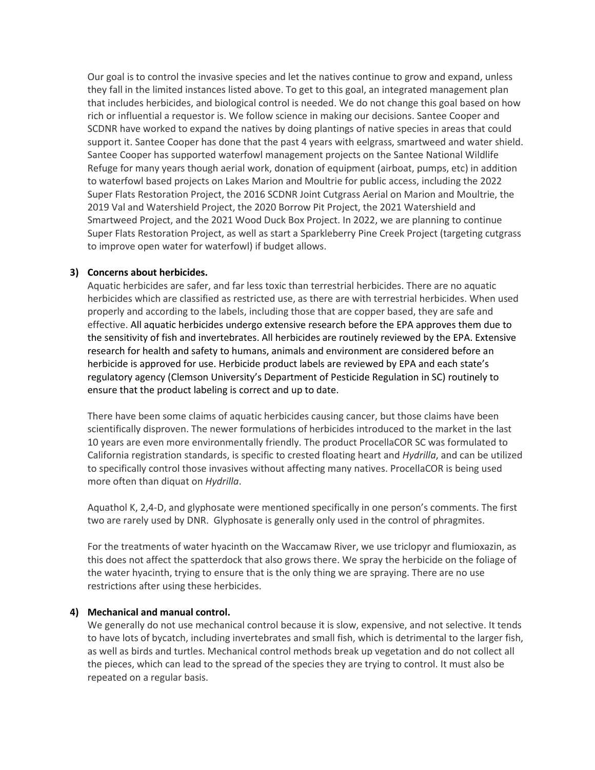Our goal is to control the invasive species and let the natives continue to grow and expand, unless they fall in the limited instances listed above. To get to this goal, an integrated management plan that includes herbicides, and biological control is needed. We do not change this goal based on how rich or influential a requestor is. We follow science in making our decisions. Santee Cooper and SCDNR have worked to expand the natives by doing plantings of native species in areas that could support it. Santee Cooper has done that the past 4 years with eelgrass, smartweed and water shield. Santee Cooper has supported waterfowl management projects on the Santee National Wildlife Refuge for many years though aerial work, donation of equipment (airboat, pumps, etc) in addition to waterfowl based projects on Lakes Marion and Moultrie for public access, including the 2022 Super Flats Restoration Project, the 2016 SCDNR Joint Cutgrass Aerial on Marion and Moultrie, the 2019 Val and Watershield Project, the 2020 Borrow Pit Project, the 2021 Watershield and Smartweed Project, and the 2021 Wood Duck Box Project. In 2022, we are planning to continue Super Flats Restoration Project, as well as start a Sparkleberry Pine Creek Project (targeting cutgrass to improve open water for waterfowl) if budget allows.

**3) Concerns about herbicides.**

Aquatic herbicides are safer, and far less toxic than terrestrial herbicides. There are no aquatic herbicides which are classified as restricted use, as there are with terrestrial herbicides. When used properly and according to the labels, including those that are copper based, they are safe and effective. All aquatic herbicides undergo extensive research before the EPA approves them due to the sensitivity of fish and invertebrates. All herbicides are routinely reviewed by the EPA. Extensive research for health and safety to humans, animals and environment are considered before an herbicide is approved for use. Herbicide product labels are reviewed by EPA and each state's regulatory agency (Clemson University's Department of Pesticide Regulation in SC) routinely to ensure that the product labeling is correct and up to date.

There have been some claims of aquatic herbicides causing cancer, but those claims have been scientifically disproven. The newer formulations of herbicides introduced to the market in the last 10 years are even more environmentally friendly. The product ProcellaCOR SC was formulated to California registration standards, is specific to crested floating heart and *Hydrilla*, and can be utilized to specifically control those invasives without affecting many natives. ProcellaCOR is being used more often than diquat on *Hydrilla*.

Aquathol K, 2,4-D, and glyphosate were mentioned specifically in one person's comments. The first two are rarely used by DNR. Glyphosate is generally only used in the control of phragmites.

For the treatments of water hyacinth on the Waccamaw River, we use triclopyr and flumioxazin, as this does not affect the spatterdock that also grows there. We spray the herbicide on the foliage of the water hyacinth, trying to ensure that is the only thing we are spraying. There are no use restrictions after using these herbicides.

**4) Mechanical and manual control.**

We generally do not use mechanical control because it is slow, expensive, and not selective. It tends to have lots of bycatch, including invertebrates and small fish, which is detrimental to the larger fish, as well as birds and turtles. Mechanical control methods break up vegetation and do not collect all the pieces, which can lead to the spread of the species they are trying to control. It must also be repeated on a regular basis.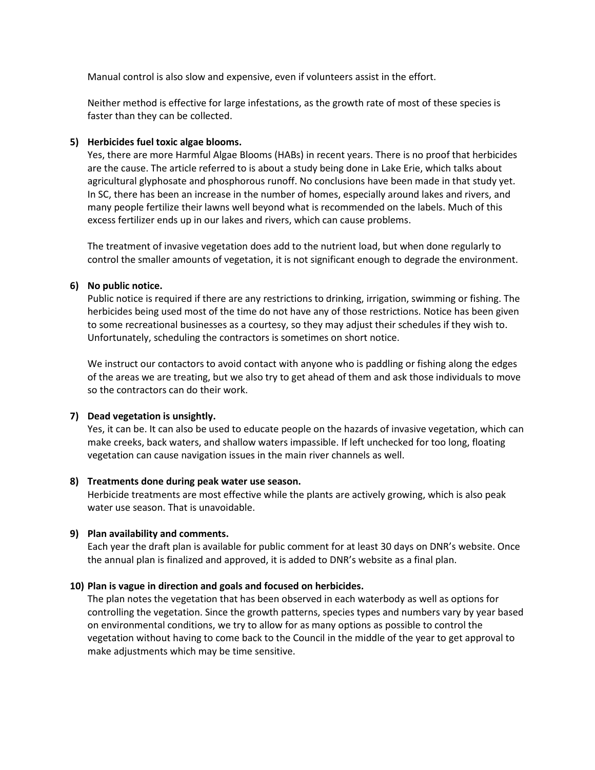Manual control is also slow and expensive, even if volunteers assist in the effort.

Neither method is effective for large infestations, as the growth rate of most of these species is faster than they can be collected.

5) **Herbicides fuel toxic algae blooms.**
   Yes, there are more Harmful Algae Blooms (HABs) in recent years. There is no proof that herbicides are the cause. The article referred to is about a study being done in Lake Erie, which talks about agricultural glyphosate and phosphorous runoff. No conclusions have been made in that study yet. In SC, there has been an increase in the number of homes, especially around lakes and rivers, and many people fertilize their lawns well beyond what is recommended on the labels. Much of this excess fertilizer ends up in our lakes and rivers, which can cause problems.

   The treatment of invasive vegetation does add to the nutrient load, but when done regularly to control the smaller amounts of vegetation, it is not significant enough to degrade the environment.

6) **No public notice.**
   Public notice is required if there are any restrictions to drinking, irrigation, swimming or fishing. The herbicides being used most of the time do not have any of those restrictions. Notice has been given to some recreational businesses as a courtesy, so they may adjust their schedules if they wish to. Unfortunately, scheduling the contractors is sometimes on short notice.

   We instruct our contactors to avoid contact with anyone who is paddling or fishing along the edges of the areas we are treating, but we also try to get ahead of them and ask those individuals to move so the contractors can do their work.

7) **Dead vegetation is unsightly.**
   Yes, it can be. It can also be used to educate people on the hazards of invasive vegetation, which can make creeks, back waters, and shallow waters impassible. If left unchecked for too long, floating vegetation can cause navigation issues in the main river channels as well.

8) **Treatments done during peak water use season.**
   Herbicide treatments are most effective while the plants are actively growing, which is also peak water use season. That is unavoidable.

9) **Plan availability and comments.**
   Each year the draft plan is available for public comment for at least 30 days on DNR's website. Once the annual plan is finalized and approved, it is added to DNR's website as a final plan.

10) **Plan is vague in direction and goals and focused on herbicides.**
    The plan notes the vegetation that has been observed in each waterbody as well as options for controlling the vegetation. Since the growth patterns, species types and numbers vary by year based on environmental conditions, we try to allow for as many options as possible to control the vegetation without having to come back to the Council in the middle of the year to get approval to make adjustments which may be time sensitive.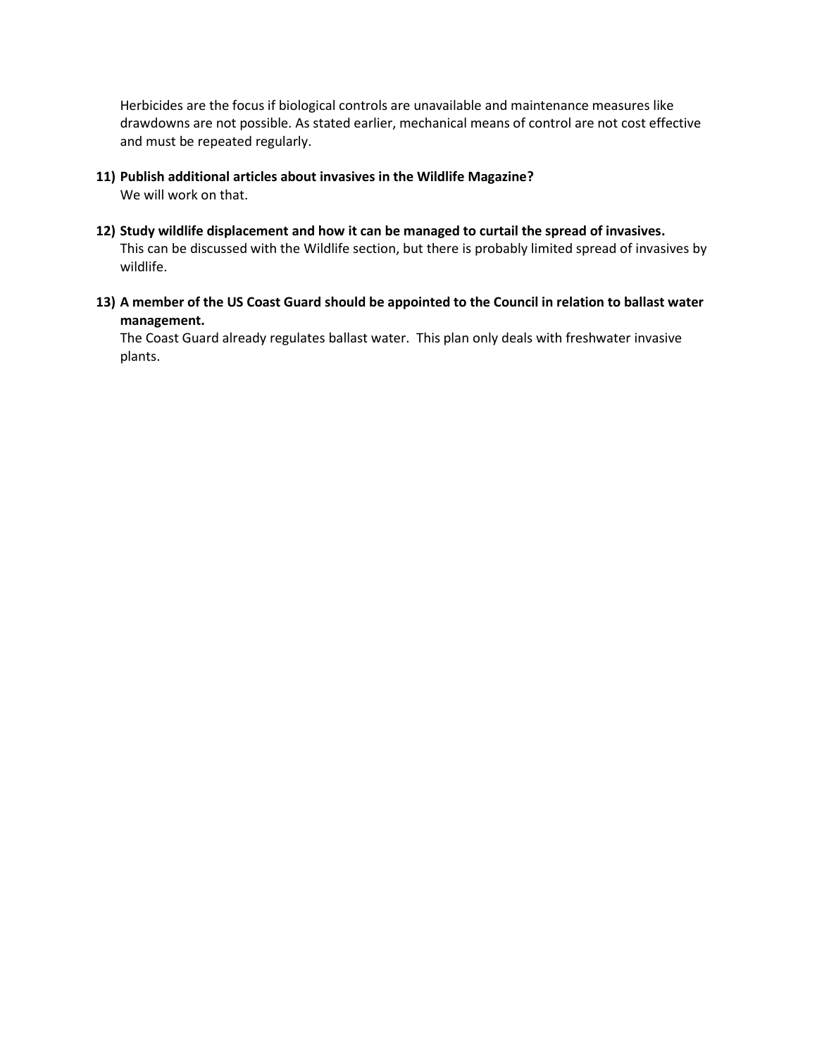Herbicides are the focus if biological controls are unavailable and maintenance measures like drawdowns are not possible. As stated earlier, mechanical means of control are not cost effective and must be repeated regularly.

11) **Publish additional articles about invasives in the Wildlife Magazine?**
We will work on that.

12) **Study wildlife displacement and how it can be managed to curtail the spread of invasives.**
This can be discussed with the Wildlife section, but there is probably limited spread of invasives by wildlife.

13) **A member of the US Coast Guard should be appointed to the Council in relation to ballast water management.**
The Coast Guard already regulates ballast water. This plan only deals with freshwater invasive plants.